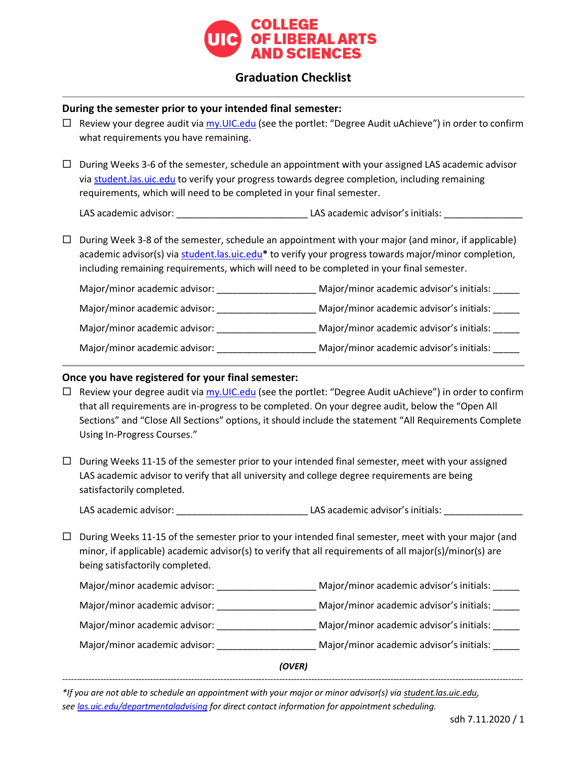# COLLEGE OF LIBERAL ARTS AND SCIENCES

## Graduation Checklist

---

**During the semester prior to your intended final semester:**

- ☐ Review your degree audit via my.UIC.edu (see the portlet: "Degree Audit uAchieve") in order to confirm what requirements you have remaining.

- ☐ During Weeks 3-6 of the semester, schedule an appointment with your assigned LAS academic advisor via student.las.uic.edu to verify your progress towards degree completion, including remaining requirements, which will need to be completed in your final semester.

  LAS academic advisor: ________________________ LAS academic advisor's initials: ______________

- ☐ During Week 3-8 of the semester, schedule an appointment with your major (and minor, if applicable) academic advisor(s) via student.las.uic.edu* to verify your progress towards major/minor completion, including remaining requirements, which will need to be completed in your final semester.

  Major/minor academic advisor: __________________ Major/minor academic advisor's initials: _____

  Major/minor academic advisor: __________________ Major/minor academic advisor's initials: _____

  Major/minor academic advisor: __________________ Major/minor academic advisor's initials: _____

  Major/minor academic advisor: __________________ Major/minor academic advisor's initials: _____

---

**Once you have registered for your final semester:**

- ☐ Review your degree audit via my.UIC.edu (see the portlet: "Degree Audit uAchieve") in order to confirm that all requirements are in-progress to be completed. On your degree audit, below the "Open All Sections" and "Close All Sections" options, it should include the statement "All Requirements Complete Using In-Progress Courses."

- ☐ During Weeks 11-15 of the semester prior to your intended final semester, meet with your assigned LAS academic advisor to verify that all university and college degree requirements are being satisfactorily completed.

  LAS academic advisor: ________________________ LAS academic advisor's initials: ______________

- ☐ During Weeks 11-15 of the semester prior to your intended final semester, meet with your major (and minor, if applicable) academic advisor(s) to verify that all requirements of all major(s)/minor(s) are being satisfactorily completed.

  Major/minor academic advisor: __________________ Major/minor academic advisor's initials: _____

  Major/minor academic advisor: __________________ Major/minor academic advisor's initials: _____

  Major/minor academic advisor: __________________ Major/minor academic advisor's initials: _____

  Major/minor academic advisor: __________________ Major/minor academic advisor's initials: _____

*(OVER)*

---

*\*If you are not able to schedule an appointment with your major or minor advisor(s) via student.las.uic.edu, see las.uic.edu/departmentaladvising for direct contact information for appointment scheduling.*

sdh 7.11.2020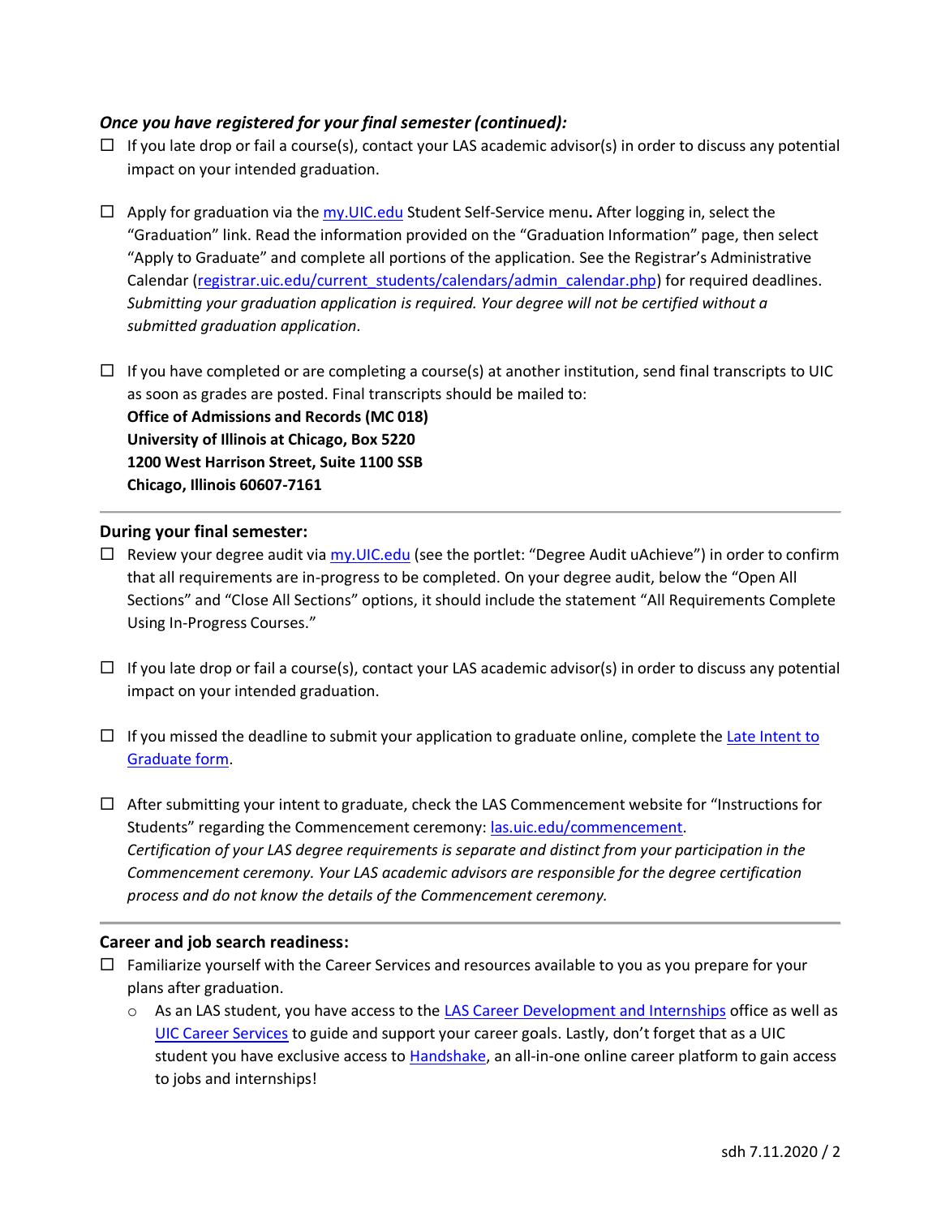### *Once you have registered for your final semester (continued):*

- ☐ If you late drop or fail a course(s), contact your LAS academic advisor(s) in order to discuss any potential impact on your intended graduation.

- ☐ Apply for graduation via the my.UIC.edu Student Self-Service menu**.** After logging in, select the "Graduation" link. Read the information provided on the "Graduation Information" page, then select "Apply to Graduate" and complete all portions of the application. See the Registrar's Administrative Calendar (registrar.uic.edu/current_students/calendars/admin_calendar.php) for required deadlines. *Submitting your graduation application is required. Your degree will not be certified without a submitted graduation application.*

- ☐ If you have completed or are completing a course(s) at another institution, send final transcripts to UIC as soon as grades are posted. Final transcripts should be mailed to:
  **Office of Admissions and Records (MC 018)**
  **University of Illinois at Chicago, Box 5220**
  **1200 West Harrison Street, Suite 1100 SSB**
  **Chicago, Illinois 60607-7161**

---

### During your final semester:

- ☐ Review your degree audit via my.UIC.edu (see the portlet: "Degree Audit uAchieve") in order to confirm that all requirements are in-progress to be completed. On your degree audit, below the "Open All Sections" and "Close All Sections" options, it should include the statement "All Requirements Complete Using In-Progress Courses."

- ☐ If you late drop or fail a course(s), contact your LAS academic advisor(s) in order to discuss any potential impact on your intended graduation.

- ☐ If you missed the deadline to submit your application to graduate online, complete the Late Intent to Graduate form.

- ☐ After submitting your intent to graduate, check the LAS Commencement website for "Instructions for Students" regarding the Commencement ceremony: las.uic.edu/commencement.
  *Certification of your LAS degree requirements is separate and distinct from your participation in the Commencement ceremony. Your LAS academic advisors are responsible for the degree certification process and do not know the details of the Commencement ceremony.*

---

### Career and job search readiness:

- ☐ Familiarize yourself with the Career Services and resources available to you as you prepare for your plans after graduation.
  - As an LAS student, you have access to the LAS Career Development and Internships office as well as UIC Career Services to guide and support your career goals. Lastly, don't forget that as a UIC student you have exclusive access to Handshake, an all-in-one online career platform to gain access to jobs and internships!

sdh 7.11.2020